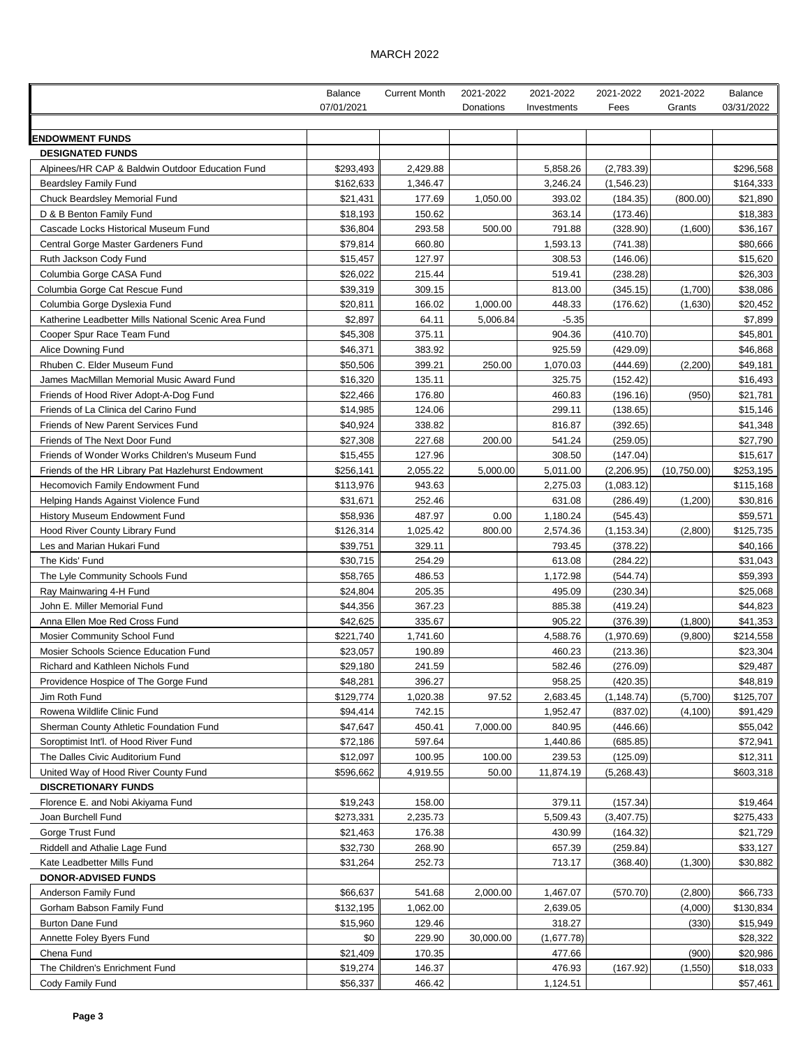MARCH 2022

| | Balance 07/01/2021 | Current Month | 2021-2022 Donations | 2021-2022 Investments | 2021-2022 Fees | 2021-2022 Grants | Balance 03/31/2022 |
|---|---|---|---|---|---|---|---|
| **ENDOWMENT FUNDS** | | | | | | | |
| **DESIGNATED FUNDS** | | | | | | | |
| Alpinees/HR CAP & Baldwin Outdoor Education Fund | $293,493 | 2,429.88 | | 5,858.26 | (2,783.39) | | $296,568 |
| Beardsley Family Fund | $162,633 | 1,346.47 | | 3,246.24 | (1,546.23) | | $164,333 |
| Chuck Beardsley Memorial Fund | $21,431 | 177.69 | 1,050.00 | 393.02 | (184.35) | (800.00) | $21,890 |
| D & B Benton Family Fund | $18,193 | 150.62 | | 363.14 | (173.46) | | $18,383 |
| Cascade Locks Historical Museum Fund | $36,804 | 293.58 | 500.00 | 791.88 | (328.90) | (1,600) | $36,167 |
| Central Gorge Master Gardeners Fund | $79,814 | 660.80 | | 1,593.13 | (741.38) | | $80,666 |
| Ruth Jackson Cody Fund | $15,457 | 127.97 | | 308.53 | (146.06) | | $15,620 |
| Columbia Gorge CASA Fund | $26,022 | 215.44 | | 519.41 | (238.28) | | $26,303 |
| Columbia Gorge Cat Rescue Fund | $39,319 | 309.15 | | 813.00 | (345.15) | (1,700) | $38,086 |
| Columbia Gorge Dyslexia Fund | $20,811 | 166.02 | 1,000.00 | 448.33 | (176.62) | (1,630) | $20,452 |
| Katherine Leadbetter Mills National Scenic Area Fund | $2,897 | 64.11 | 5,006.84 | -5.35 | | | $7,899 |
| Cooper Spur Race Team Fund | $45,308 | 375.11 | | 904.36 | (410.70) | | $45,801 |
| Alice Downing Fund | $46,371 | 383.92 | | 925.59 | (429.09) | | $46,868 |
| Rhuben C. Elder Museum Fund | $50,506 | 399.21 | 250.00 | 1,070.03 | (444.69) | (2,200) | $49,181 |
| James MacMillan Memorial Music Award Fund | $16,320 | 135.11 | | 325.75 | (152.42) | | $16,493 |
| Friends of Hood River Adopt-A-Dog Fund | $22,466 | 176.80 | | 460.83 | (196.16) | (950) | $21,781 |
| Friends of La Clinica del Carino Fund | $14,985 | 124.06 | | 299.11 | (138.65) | | $15,146 |
| Friends of New Parent Services Fund | $40,924 | 338.82 | | 816.87 | (392.65) | | $41,348 |
| Friends of The Next Door Fund | $27,308 | 227.68 | 200.00 | 541.24 | (259.05) | | $27,790 |
| Friends of Wonder Works Children's Museum Fund | $15,455 | 127.96 | | 308.50 | (147.04) | | $15,617 |
| Friends of the HR Library Pat Hazlehurst Endowment | $256,141 | 2,055.22 | 5,000.00 | 5,011.00 | (2,206.95) | (10,750.00) | $253,195 |
| Hecomovich Family Endowment Fund | $113,976 | 943.63 | | 2,275.03 | (1,083.12) | | $115,168 |
| Helping Hands Against Violence Fund | $31,671 | 252.46 | | 631.08 | (286.49) | (1,200) | $30,816 |
| History Museum Endowment Fund | $58,936 | 487.97 | 0.00 | 1,180.24 | (545.43) | | $59,571 |
| Hood River County Library Fund | $126,314 | 1,025.42 | 800.00 | 2,574.36 | (1,153.34) | (2,800) | $125,735 |
| Les and Marian Hukari Fund | $39,751 | 329.11 | | 793.45 | (378.22) | | $40,166 |
| The Kids' Fund | $30,715 | 254.29 | | 613.08 | (284.22) | | $31,043 |
| The Lyle Community Schools Fund | $58,765 | 486.53 | | 1,172.98 | (544.74) | | $59,393 |
| Ray Mainwaring 4-H Fund | $24,804 | 205.35 | | 495.09 | (230.34) | | $25,068 |
| John E. Miller Memorial Fund | $44,356 | 367.23 | | 885.38 | (419.24) | | $44,823 |
| Anna Ellen Moe Red Cross Fund | $42,625 | 335.67 | | 905.22 | (376.39) | (1,800) | $41,353 |
| Mosier Community School Fund | $221,740 | 1,741.60 | | 4,588.76 | (1,970.69) | (9,800) | $214,558 |
| Mosier Schools Science Education Fund | $23,057 | 190.89 | | 460.23 | (213.36) | | $23,304 |
| Richard and Kathleen Nichols Fund | $29,180 | 241.59 | | 582.46 | (276.09) | | $29,487 |
| Providence Hospice of The Gorge Fund | $48,281 | 396.27 | | 958.25 | (420.35) | | $48,819 |
| Jim Roth Fund | $129,774 | 1,020.38 | 97.52 | 2,683.45 | (1,148.74) | (5,700) | $125,707 |
| Rowena Wildlife Clinic Fund | $94,414 | 742.15 | | 1,952.47 | (837.02) | (4,100) | $91,429 |
| Sherman County Athletic Foundation Fund | $47,647 | 450.41 | 7,000.00 | 840.95 | (446.66) | | $55,042 |
| Soroptimist Int'l. of Hood River Fund | $72,186 | 597.64 | | 1,440.86 | (685.85) | | $72,941 |
| The Dalles Civic Auditorium Fund | $12,097 | 100.95 | 100.00 | 239.53 | (125.09) | | $12,311 |
| United Way of Hood River County Fund | $596,662 | 4,919.55 | 50.00 | 11,874.19 | (5,268.43) | | $603,318 |
| **DISCRETIONARY FUNDS** | | | | | | | |
| Florence E. and Nobi Akiyama Fund | $19,243 | 158.00 | | 379.11 | (157.34) | | $19,464 |
| Joan Burchell Fund | $273,331 | 2,235.73 | | 5,509.43 | (3,407.75) | | $275,433 |
| Gorge Trust Fund | $21,463 | 176.38 | | 430.99 | (164.32) | | $21,729 |
| Riddell and Athalie Lage Fund | $32,730 | 268.90 | | 657.39 | (259.84) | | $33,127 |
| Kate Leadbetter Mills Fund | $31,264 | 252.73 | | 713.17 | (368.40) | (1,300) | $30,882 |
| **DONOR-ADVISED FUNDS** | | | | | | | |
| Anderson Family Fund | $66,637 | 541.68 | 2,000.00 | 1,467.07 | (570.70) | (2,800) | $66,733 |
| Gorham Babson Family Fund | $132,195 | 1,062.00 | | 2,639.05 | | (4,000) | $130,834 |
| Burton Dane Fund | $15,960 | 129.46 | | 318.27 | | (330) | $15,949 |
| Annette Foley Byers Fund | $0 | 229.90 | 30,000.00 | (1,677.78) | | | $28,322 |
| Chena Fund | $21,409 | 170.35 | | 477.66 | | (900) | $20,986 |
| The Children's Enrichment Fund | $19,274 | 146.37 | | 476.93 | (167.92) | (1,550) | $18,033 |
| Cody Family Fund | $56,337 | 466.42 | | 1,124.51 | | | $57,461 |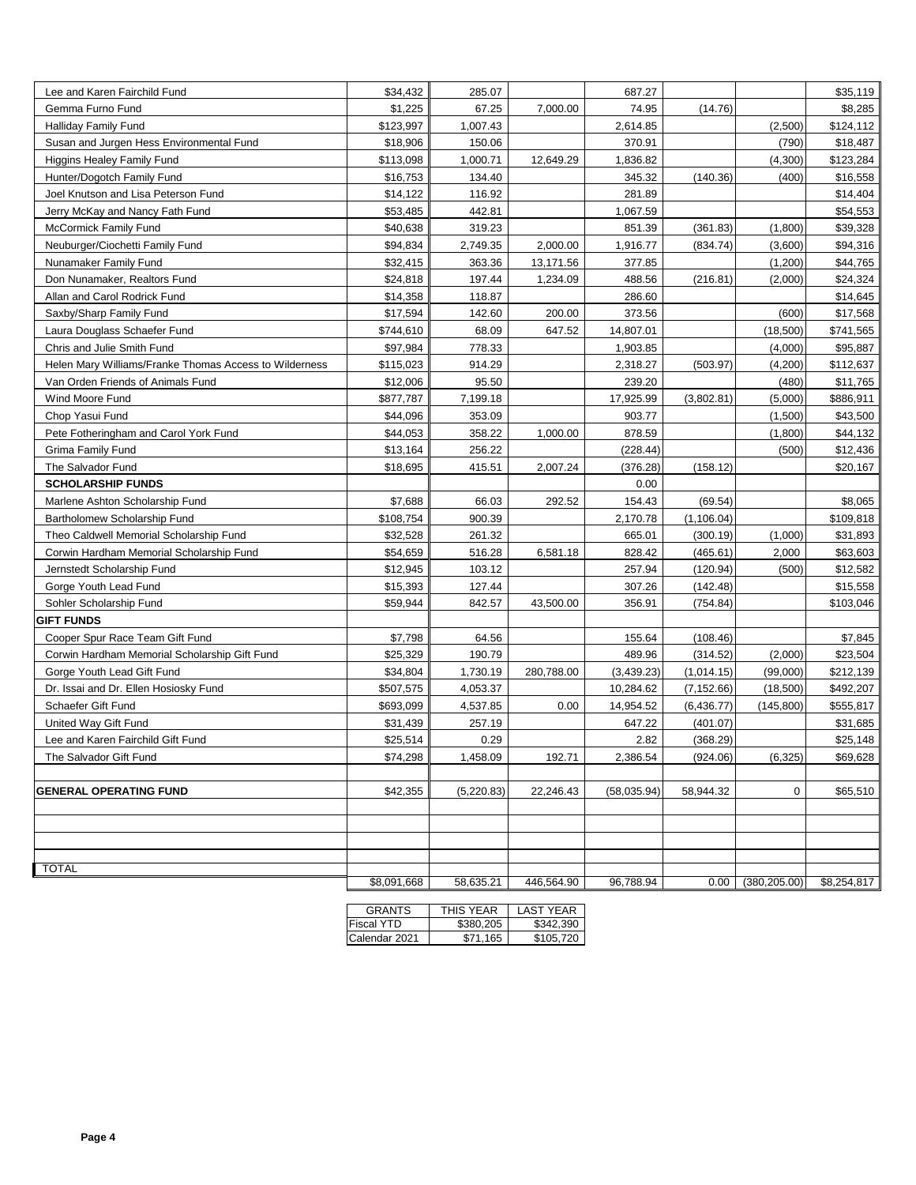| | | | | | | | |
|---|---|---|---|---|---|---|---|
| Lee and Karen Fairchild Fund | $34,432 | 285.07 | | 687.27 | | | $35,119 |
| Gemma Furno Fund | $1,225 | 67.25 | 7,000.00 | 74.95 | (14.76) | | $8,285 |
| Halliday Family Fund | $123,997 | 1,007.43 | | 2,614.85 | | (2,500) | $124,112 |
| Susan and Jurgen Hess Environmental Fund | $18,906 | 150.06 | | 370.91 | | (790) | $18,487 |
| Higgins Healey Family Fund | $113,098 | 1,000.71 | 12,649.29 | 1,836.82 | | (4,300) | $123,284 |
| Hunter/Dogotch Family Fund | $16,753 | 134.40 | | 345.32 | (140.36) | (400) | $16,558 |
| Joel Knutson and Lisa Peterson Fund | $14,122 | 116.92 | | 281.89 | | | $14,404 |
| Jerry McKay and Nancy Fath Fund | $53,485 | 442.81 | | 1,067.59 | | | $54,553 |
| McCormick Family Fund | $40,638 | 319.23 | | 851.39 | (361.83) | (1,800) | $39,328 |
| Neuburger/Ciochetti Family Fund | $94,834 | 2,749.35 | 2,000.00 | 1,916.77 | (834.74) | (3,600) | $94,316 |
| Nunamaker Family Fund | $32,415 | 363.36 | 13,171.56 | 377.85 | | (1,200) | $44,765 |
| Don Nunamaker, Realtors Fund | $24,818 | 197.44 | 1,234.09 | 488.56 | (216.81) | (2,000) | $24,324 |
| Allan and Carol Rodrick Fund | $14,358 | 118.87 | | 286.60 | | | $14,645 |
| Saxby/Sharp Family Fund | $17,594 | 142.60 | 200.00 | 373.56 | | (600) | $17,568 |
| Laura Douglass Schaefer Fund | $744,610 | 68.09 | 647.52 | 14,807.01 | | (18,500) | $741,565 |
| Chris and Julie Smith Fund | $97,984 | 778.33 | | 1,903.85 | | (4,000) | $95,887 |
| Helen Mary Williams/Franke Thomas Access to Wilderness | $115,023 | 914.29 | | 2,318.27 | (503.97) | (4,200) | $112,637 |
| Van Orden Friends of Animals Fund | $12,006 | 95.50 | | 239.20 | | (480) | $11,765 |
| Wind Moore Fund | $877,787 | 7,199.18 | | 17,925.99 | (3,802.81) | (5,000) | $886,911 |
| Chop Yasui Fund | $44,096 | 353.09 | | 903.77 | | (1,500) | $43,500 |
| Pete Fotheringham and Carol York Fund | $44,053 | 358.22 | 1,000.00 | 878.59 | | (1,800) | $44,132 |
| Grima Family Fund | $13,164 | 256.22 | | (228.44) | | (500) | $12,436 |
| The Salvador Fund | $18,695 | 415.51 | 2,007.24 | (376.28) | (158.12) | | $20,167 |
| **SCHOLARSHIP FUNDS** | | | | 0.00 | | | |
| Marlene Ashton Scholarship Fund | $7,688 | 66.03 | 292.52 | 154.43 | (69.54) | | $8,065 |
| Bartholomew Scholarship Fund | $108,754 | 900.39 | | 2,170.78 | (1,106.04) | | $109,818 |
| Theo Caldwell Memorial Scholarship Fund | $32,528 | 261.32 | | 665.01 | (300.19) | (1,000) | $31,893 |
| Corwin Hardham Memorial Scholarship Fund | $54,659 | 516.28 | 6,581.18 | 828.42 | (465.61) | 2,000 | $63,603 |
| Jernstedt Scholarship Fund | $12,945 | 103.12 | | 257.94 | (120.94) | (500) | $12,582 |
| Gorge Youth Lead Fund | $15,393 | 127.44 | | 307.26 | (142.48) | | $15,558 |
| Sohler Scholarship Fund | $59,944 | 842.57 | 43,500.00 | 356.91 | (754.84) | | $103,046 |
| **GIFT FUNDS** | | | | | | | |
| Cooper Spur Race Team Gift Fund | $7,798 | 64.56 | | 155.64 | (108.46) | | $7,845 |
| Corwin Hardham Memorial Scholarship Gift Fund | $25,329 | 190.79 | | 489.96 | (314.52) | (2,000) | $23,504 |
| Gorge Youth Lead Gift Fund | $34,804 | 1,730.19 | 280,788.00 | (3,439.23) | (1,014.15) | (99,000) | $212,139 |
| Dr. Issai and Dr. Ellen Hosiosky Fund | $507,575 | 4,053.37 | | 10,284.62 | (7,152.66) | (18,500) | $492,207 |
| Schaefer Gift Fund | $693,099 | 4,537.85 | 0.00 | 14,954.52 | (6,436.77) | (145,800) | $555,817 |
| United Way Gift Fund | $31,439 | 257.19 | | 647.22 | (401.07) | | $31,685 |
| Lee and Karen Fairchild Gift Fund | $25,514 | 0.29 | | 2.82 | (368.29) | | $25,148 |
| The Salvador Gift Fund | $74,298 | 1,458.09 | 192.71 | 2,386.54 | (924.06) | (6,325) | $69,628 |
| | | | | | | | |
| **GENERAL OPERATING FUND** | $42,355 | (5,220.83) | 22,246.43 | (58,035.94) | 58,944.32 | 0 | $65,510 |
| | | | | | | | |
| | | | | | | | |
| | | | | | | | |
| TOTAL | $8,091,668 | 58,635.21 | 446,564.90 | 96,788.94 | 0.00 | (380,205.00) | $8,254,817 |

| GRANTS | THIS YEAR | LAST YEAR |
|---|---|---|
| Fiscal YTD | $380,205 | $342,390 |
| Calendar 2021 | $71,165 | $105,720 |